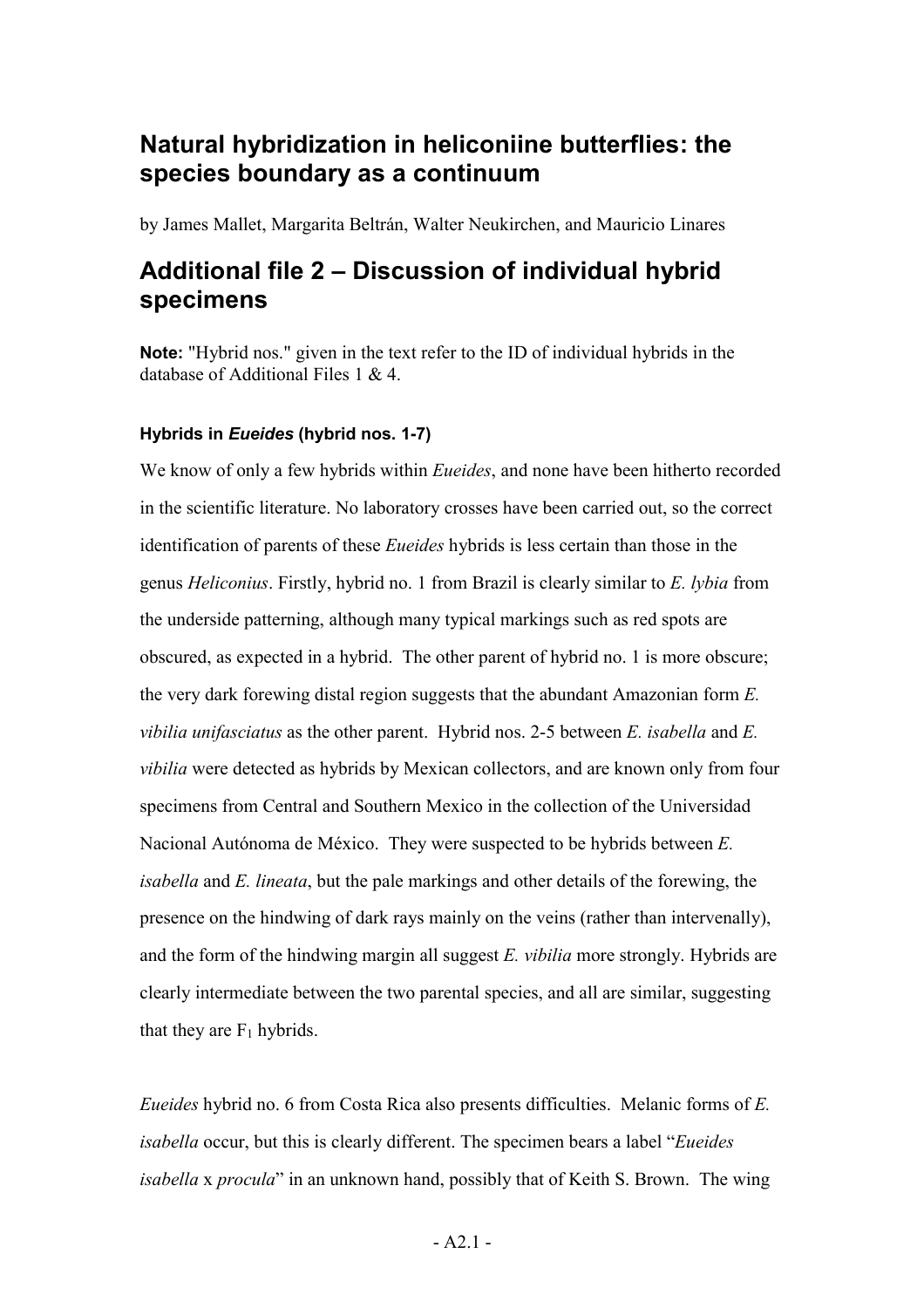# Natural hybridization in heliconiine butterflies: the species boundary as a continuum

by James Mallet, Margarita Beltrán, Walter Neukirchen, and Mauricio Linares

## Additional file 2 – Discussion of individual hybrid specimens

**Note:** "Hybrid nos." given in the text refer to the ID of individual hybrids in the database of Additional Files 1 & 4.

#### Hybrids in *Eueides* (hybrid nos. 1-7)

We know of only a few hybrids within *Eueides*, and none have been hitherto recorded in the scientific literature. No laboratory crosses have been carried out, so the correct identification of parents of these *Eueides* hybrids is less certain than those in the genus *Heliconius*. Firstly, hybrid no. 1 from Brazil is clearly similar to *E. lybia* from the underside patterning, although many typical markings such as red spots are obscured, as expected in a hybrid. The other parent of hybrid no. 1 is more obscure; the very dark forewing distal region suggests that the abundant Amazonian form *E. vibilia unifasciatus* as the other parent. Hybrid nos. 2-5 between *E. isabella* and *E. vibilia* were detected as hybrids by Mexican collectors, and are known only from four specimens from Central and Southern Mexico in the collection of the Universidad Nacional Autónoma de México. They were suspected to be hybrids between *E. isabella* and *E. lineata*, but the pale markings and other details of the forewing, the presence on the hindwing of dark rays mainly on the veins (rather than intervenally), and the form of the hindwing margin all suggest *E. vibilia* more strongly. Hybrids are clearly intermediate between the two parental species, and all are similar, suggesting that they are $F_1$ hybrids.

*Eueides* hybrid no. 6 from Costa Rica also presents difficulties. Melanic forms of *E. isabella* occur, but this is clearly different. The specimen bears a label "*Eueides isabella* x *procula*" in an unknown hand, possibly that of Keith S. Brown. The wing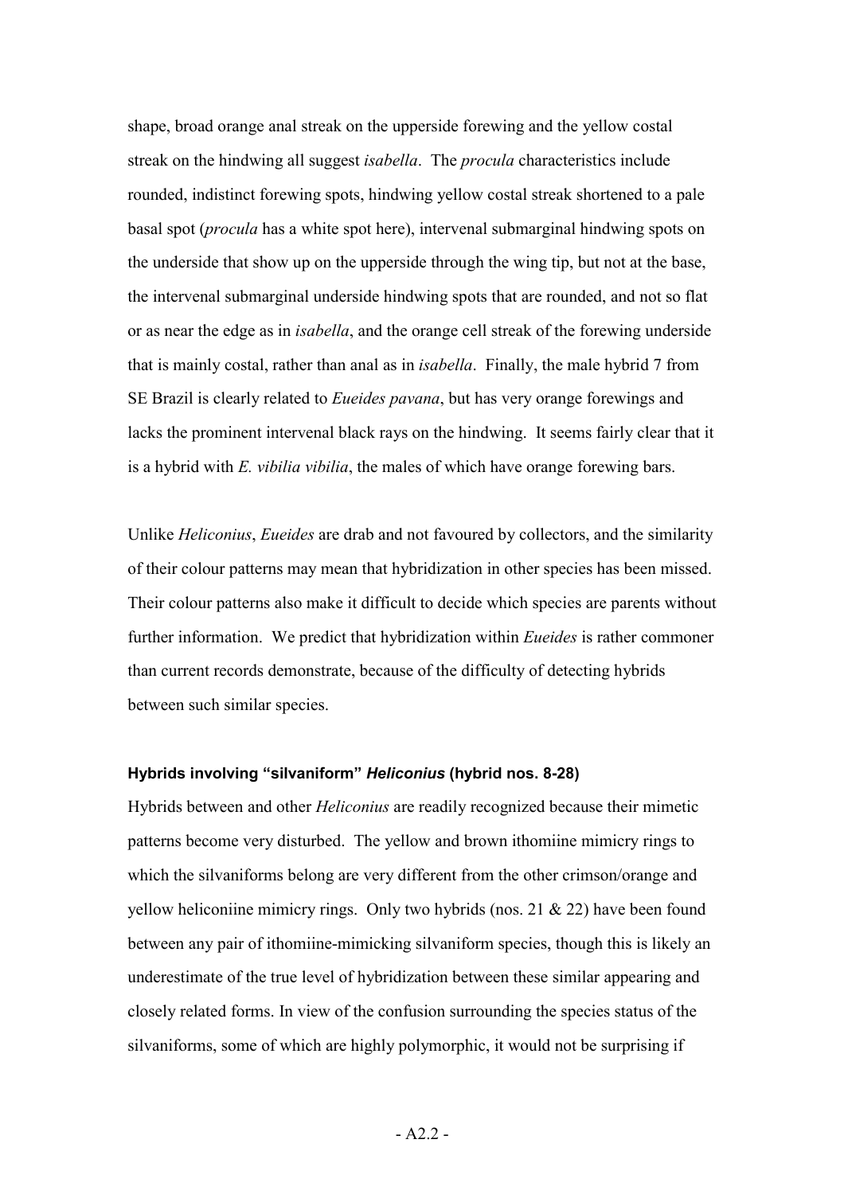shape, broad orange anal streak on the upperside forewing and the yellow costal streak on the hindwing all suggest *isabella*. The *procula* characteristics include rounded, indistinct forewing spots, hindwing yellow costal streak shortened to a pale basal spot (*procula* has a white spot here), intervenal submarginal hindwing spots on the underside that show up on the upperside through the wing tip, but not at the base, the intervenal submarginal underside hindwing spots that are rounded, and not so flat or as near the edge as in *isabella*, and the orange cell streak of the forewing underside that is mainly costal, rather than anal as in *isabella*. Finally, the male hybrid 7 from SE Brazil is clearly related to *Eueides pavana*, but has very orange forewings and lacks the prominent intervenal black rays on the hindwing. It seems fairly clear that it is a hybrid with *E. vibilia vibilia*, the males of which have orange forewing bars.

Unlike *Heliconius*, *Eueides* are drab and not favoured by collectors, and the similarity of their colour patterns may mean that hybridization in other species has been missed. Their colour patterns also make it difficult to decide which species are parents without further information. We predict that hybridization within *Eueides* is rather commoner than current records demonstrate, because of the difficulty of detecting hybrids between such similar species.

#### Hybrids involving "silvaniform" *Heliconius* (hybrid nos. 8-28)

Hybrids between and other *Heliconius* are readily recognized because their mimetic patterns become very disturbed. The yellow and brown ithomiine mimicry rings to which the silvaniforms belong are very different from the other crimson/orange and yellow heliconiine mimicry rings. Only two hybrids (nos. 21 & 22) have been found between any pair of ithomiine-mimicking silvaniform species, though this is likely an underestimate of the true level of hybridization between these similar appearing and closely related forms. In view of the confusion surrounding the species status of the silvaniforms, some of which are highly polymorphic, it would not be surprising if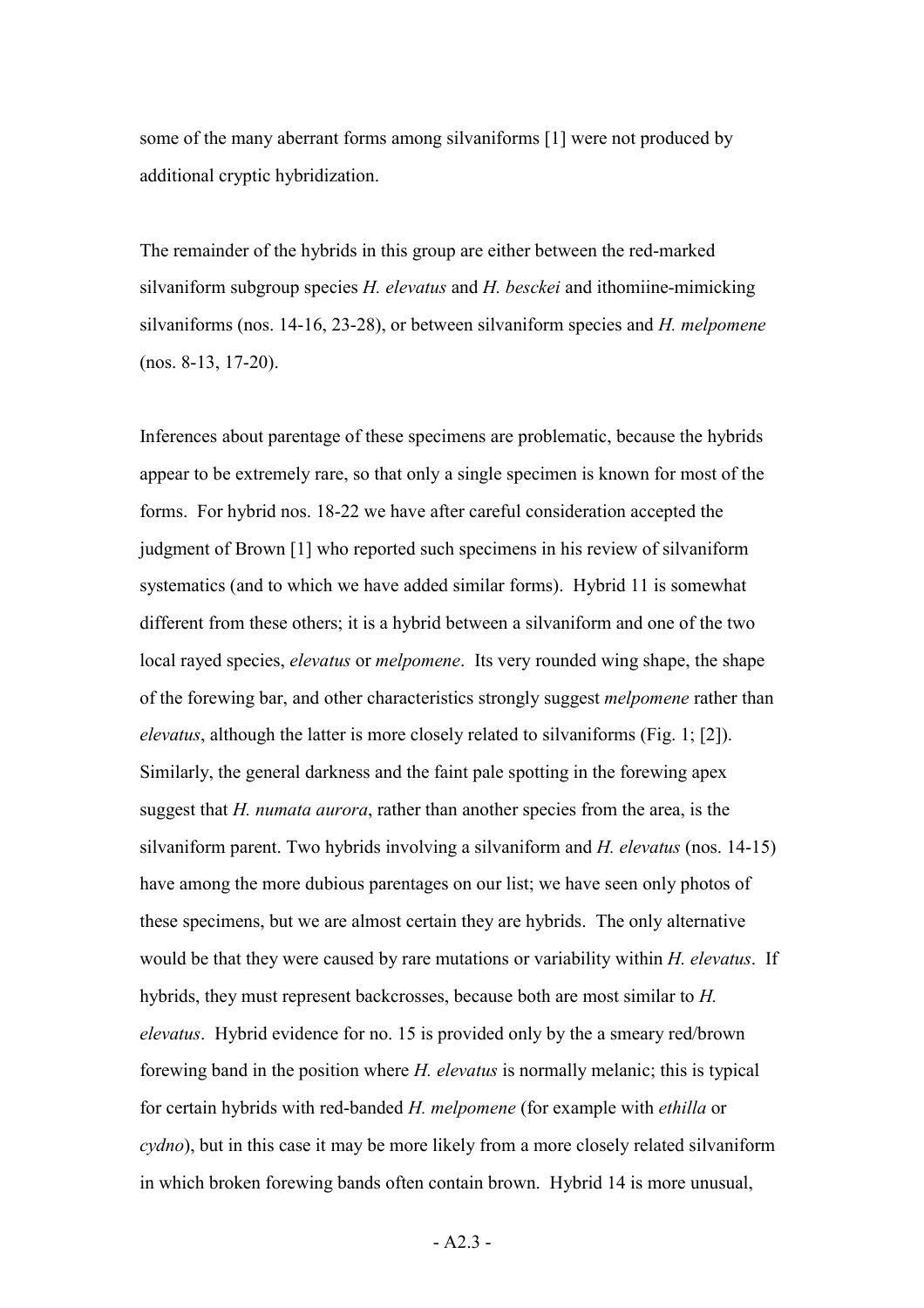some of the many aberrant forms among silvaniforms [1] were not produced by additional cryptic hybridization.

The remainder of the hybrids in this group are either between the red-marked silvaniform subgroup species *H. elevatus* and *H. besckei* and ithomiine-mimicking silvaniforms (nos. 14-16, 23-28), or between silvaniform species and *H. melpomene* (nos. 8-13, 17-20).

Inferences about parentage of these specimens are problematic, because the hybrids appear to be extremely rare, so that only a single specimen is known for most of the forms. For hybrid nos. 18-22 we have after careful consideration accepted the judgment of Brown [1] who reported such specimens in his review of silvaniform systematics (and to which we have added similar forms). Hybrid 11 is somewhat different from these others; it is a hybrid between a silvaniform and one of the two local rayed species, *elevatus* or *melpomene*. Its very rounded wing shape, the shape of the forewing bar, and other characteristics strongly suggest *melpomene* rather than *elevatus*, although the latter is more closely related to silvaniforms (Fig. 1; [2]). Similarly, the general darkness and the faint pale spotting in the forewing apex suggest that *H. numata aurora*, rather than another species from the area, is the silvaniform parent. Two hybrids involving a silvaniform and *H. elevatus* (nos. 14-15) have among the more dubious parentages on our list; we have seen only photos of these specimens, but we are almost certain they are hybrids. The only alternative would be that they were caused by rare mutations or variability within *H. elevatus*. If hybrids, they must represent backcrosses, because both are most similar to *H. elevatus*. Hybrid evidence for no. 15 is provided only by the a smeary red/brown forewing band in the position where *H. elevatus* is normally melanic; this is typical for certain hybrids with red-banded *H. melpomene* (for example with *ethilla* or *cydno*), but in this case it may be more likely from a more closely related silvaniform in which broken forewing bands often contain brown. Hybrid 14 is more unusual,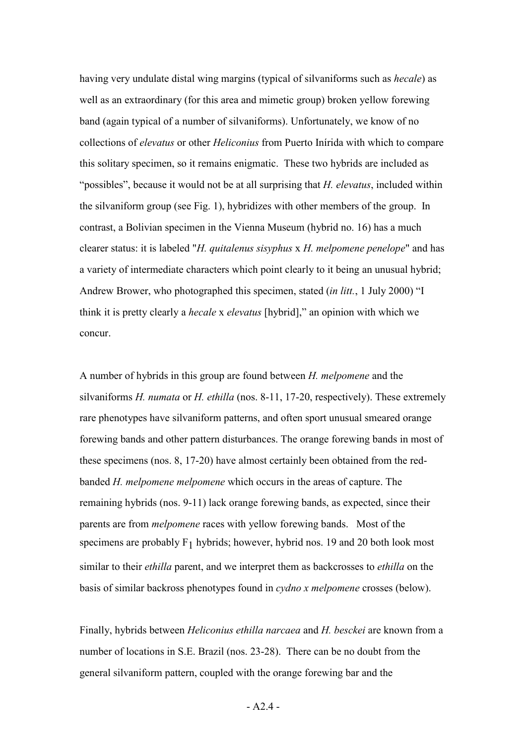having very undulate distal wing margins (typical of silvaniforms such as *hecale*) as well as an extraordinary (for this area and mimetic group) broken yellow forewing band (again typical of a number of silvaniforms). Unfortunately, we know of no collections of *elevatus* or other *Heliconius* from Puerto Inírida with which to compare this solitary specimen, so it remains enigmatic. These two hybrids are included as "possibles", because it would not be at all surprising that *H. elevatus*, included within the silvaniform group (see Fig. 1), hybridizes with other members of the group. In contrast, a Bolivian specimen in the Vienna Museum (hybrid no. 16) has a much clearer status: it is labeled "*H. quitalenus sisyphus* x *H. melpomene penelope*" and has a variety of intermediate characters which point clearly to it being an unusual hybrid; Andrew Brower, who photographed this specimen, stated (*in litt.*, 1 July 2000) "I think it is pretty clearly a *hecale* x *elevatus* [hybrid]," an opinion with which we concur.

A number of hybrids in this group are found between *H. melpomene* and the silvaniforms *H. numata* or *H. ethilla* (nos. 8-11, 17-20, respectively). These extremely rare phenotypes have silvaniform patterns, and often sport unusual smeared orange forewing bands and other pattern disturbances. The orange forewing bands in most of these specimens (nos. 8, 17-20) have almost certainly been obtained from the red-banded *H. melpomene melpomene* which occurs in the areas of capture. The remaining hybrids (nos. 9-11) lack orange forewing bands, as expected, since their parents are from *melpomene* races with yellow forewing bands. Most of the specimens are probably $F_1$ hybrids; however, hybrid nos. 19 and 20 both look most similar to their *ethilla* parent, and we interpret them as backcrosses to *ethilla* on the basis of similar backross phenotypes found in *cydno x melpomene* crosses (below).

Finally, hybrids between *Heliconius ethilla narcaea* and *H. besckei* are known from a number of locations in S.E. Brazil (nos. 23-28). There can be no doubt from the general silvaniform pattern, coupled with the orange forewing bar and the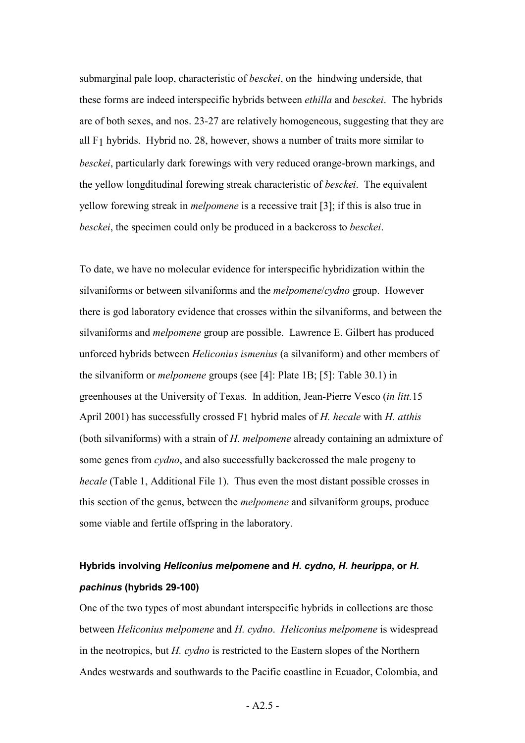submarginal pale loop, characteristic of *besckei*, on the hindwing underside, that these forms are indeed interspecific hybrids between *ethilla* and *besckei*. The hybrids are of both sexes, and nos. 23-27 are relatively homogeneous, suggesting that they are all $F_1$ hybrids. Hybrid no. 28, however, shows a number of traits more similar to *besckei*, particularly dark forewings with very reduced orange-brown markings, and the yellow longditudinal forewing streak characteristic of *besckei*. The equivalent yellow forewing streak in *melpomene* is a recessive trait [3]; if this is also true in *besckei*, the specimen could only be produced in a backcross to *besckei*.

To date, we have no molecular evidence for interspecific hybridization within the silvaniforms or between silvaniforms and the *melpomene*/*cydno* group. However there is god laboratory evidence that crosses within the silvaniforms, and between the silvaniforms and *melpomene* group are possible. Lawrence E. Gilbert has produced unforced hybrids between *Heliconius ismenius* (a silvaniform) and other members of the silvaniform or *melpomene* groups (see [4]: Plate 1B; [5]: Table 30.1) in greenhouses at the University of Texas. In addition, Jean-Pierre Vesco (*in litt.*15 April 2001) has successfully crossed F1 hybrid males of *H. hecale* with *H. atthis* (both silvaniforms) with a strain of *H. melpomene* already containing an admixture of some genes from *cydno*, and also successfully backcrossed the male progeny to *hecale* (Table 1, Additional File 1). Thus even the most distant possible crosses in this section of the genus, between the *melpomene* and silvaniform groups, produce some viable and fertile offspring in the laboratory.

### Hybrids involving *Heliconius melpomene* and *H. cydno, H. heurippa*, or *H. pachinus* (hybrids 29-100)

One of the two types of most abundant interspecific hybrids in collections are those between *Heliconius melpomene* and *H. cydno*. *Heliconius melpomene* is widespread in the neotropics, but *H. cydno* is restricted to the Eastern slopes of the Northern Andes westwards and southwards to the Pacific coastline in Ecuador, Colombia, and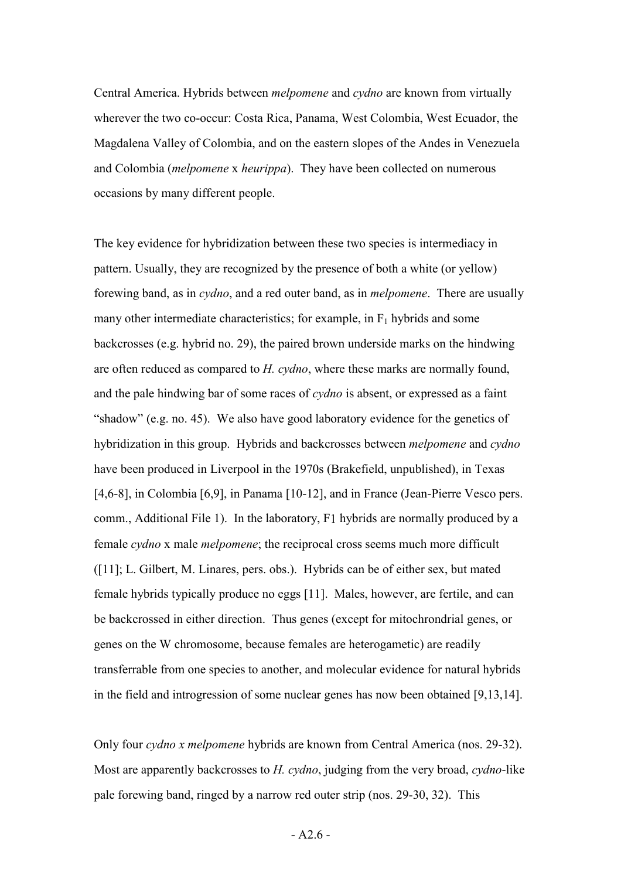Central America. Hybrids between *melpomene* and *cydno* are known from virtually wherever the two co-occur: Costa Rica, Panama, West Colombia, West Ecuador, the Magdalena Valley of Colombia, and on the eastern slopes of the Andes in Venezuela and Colombia (*melpomene* x *heurippa*). They have been collected on numerous occasions by many different people.

The key evidence for hybridization between these two species is intermediacy in pattern. Usually, they are recognized by the presence of both a white (or yellow) forewing band, as in *cydno*, and a red outer band, as in *melpomene*. There are usually many other intermediate characteristics; for example, in $F_1$ hybrids and some backcrosses (e.g. hybrid no. 29), the paired brown underside marks on the hindwing are often reduced as compared to *H. cydno*, where these marks are normally found, and the pale hindwing bar of some races of *cydno* is absent, or expressed as a faint "shadow" (e.g. no. 45). We also have good laboratory evidence for the genetics of hybridization in this group. Hybrids and backcrosses between *melpomene* and *cydno* have been produced in Liverpool in the 1970s (Brakefield, unpublished), in Texas [4,6-8], in Colombia [6,9], in Panama [10-12], and in France (Jean-Pierre Vesco pers. comm., Additional File 1). In the laboratory, F1 hybrids are normally produced by a female *cydno* x male *melpomene*; the reciprocal cross seems much more difficult ([11]; L. Gilbert, M. Linares, pers. obs.). Hybrids can be of either sex, but mated female hybrids typically produce no eggs [11]. Males, however, are fertile, and can be backcrossed in either direction. Thus genes (except for mitochrondrial genes, or genes on the W chromosome, because females are heterogametic) are readily transferrable from one species to another, and molecular evidence for natural hybrids in the field and introgression of some nuclear genes has now been obtained [9,13,14].

Only four *cydno x melpomene* hybrids are known from Central America (nos. 29-32). Most are apparently backcrosses to *H. cydno*, judging from the very broad, *cydno*-like pale forewing band, ringed by a narrow red outer strip (nos. 29-30, 32). This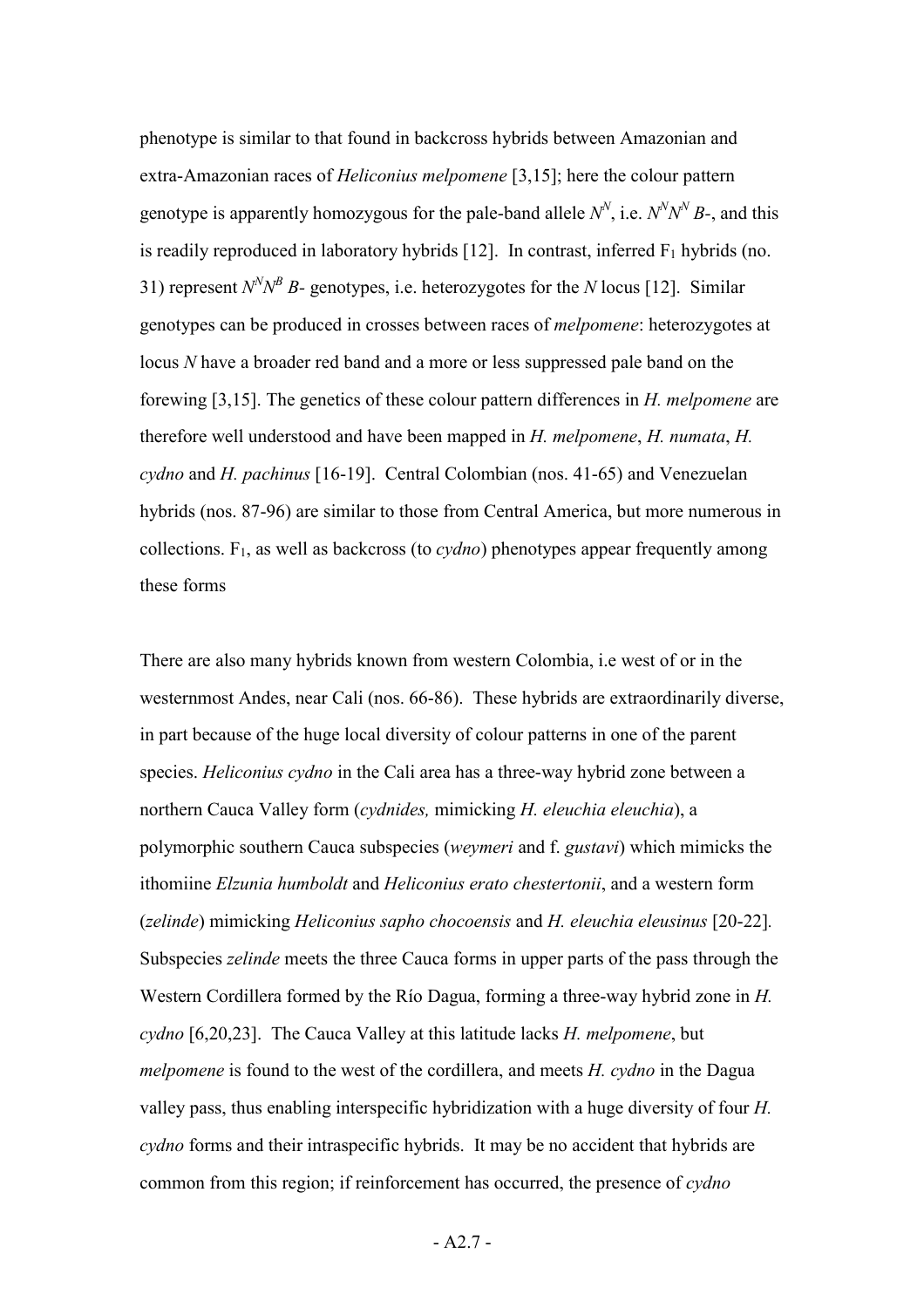phenotype is similar to that found in backcross hybrids between Amazonian and extra-Amazonian races of *Heliconius melpomene* [3,15]; here the colour pattern genotype is apparently homozygous for the pale-band allele $N^N$, i.e. $N^N N^N$ *B*-, and this is readily reproduced in laboratory hybrids [12]. In contrast, inferred $F_1$ hybrids (no. 31) represent $N^N N^B$ *B*- genotypes, i.e. heterozygotes for the *N* locus [12]. Similar genotypes can be produced in crosses between races of *melpomene*: heterozygotes at locus *N* have a broader red band and a more or less suppressed pale band on the forewing [3,15]. The genetics of these colour pattern differences in *H. melpomene* are therefore well understood and have been mapped in *H. melpomene*, *H. numata*, *H. cydno* and *H. pachinus* [16-19]. Central Colombian (nos. 41-65) and Venezuelan hybrids (nos. 87-96) are similar to those from Central America, but more numerous in collections. $F_1$, as well as backcross (to *cydno*) phenotypes appear frequently among these forms

There are also many hybrids known from western Colombia, i.e west of or in the westernmost Andes, near Cali (nos. 66-86). These hybrids are extraordinarily diverse, in part because of the huge local diversity of colour patterns in one of the parent species. *Heliconius cydno* in the Cali area has a three-way hybrid zone between a northern Cauca Valley form (*cydnides,* mimicking *H. eleuchia eleuchia*), a polymorphic southern Cauca subspecies (*weymeri* and f. *gustavi*) which mimicks the ithomiine *Elzunia humboldt* and *Heliconius erato chestertonii*, and a western form (*zelinde*) mimicking *Heliconius sapho chocoensis* and *H. eleuchia eleusinus* [20-22]. Subspecies *zelinde* meets the three Cauca forms in upper parts of the pass through the Western Cordillera formed by the Río Dagua, forming a three-way hybrid zone in *H. cydno* [6,20,23]. The Cauca Valley at this latitude lacks *H. melpomene*, but *melpomene* is found to the west of the cordillera, and meets *H. cydno* in the Dagua valley pass, thus enabling interspecific hybridization with a huge diversity of four *H. cydno* forms and their intraspecific hybrids. It may be no accident that hybrids are common from this region; if reinforcement has occurred, the presence of *cydno*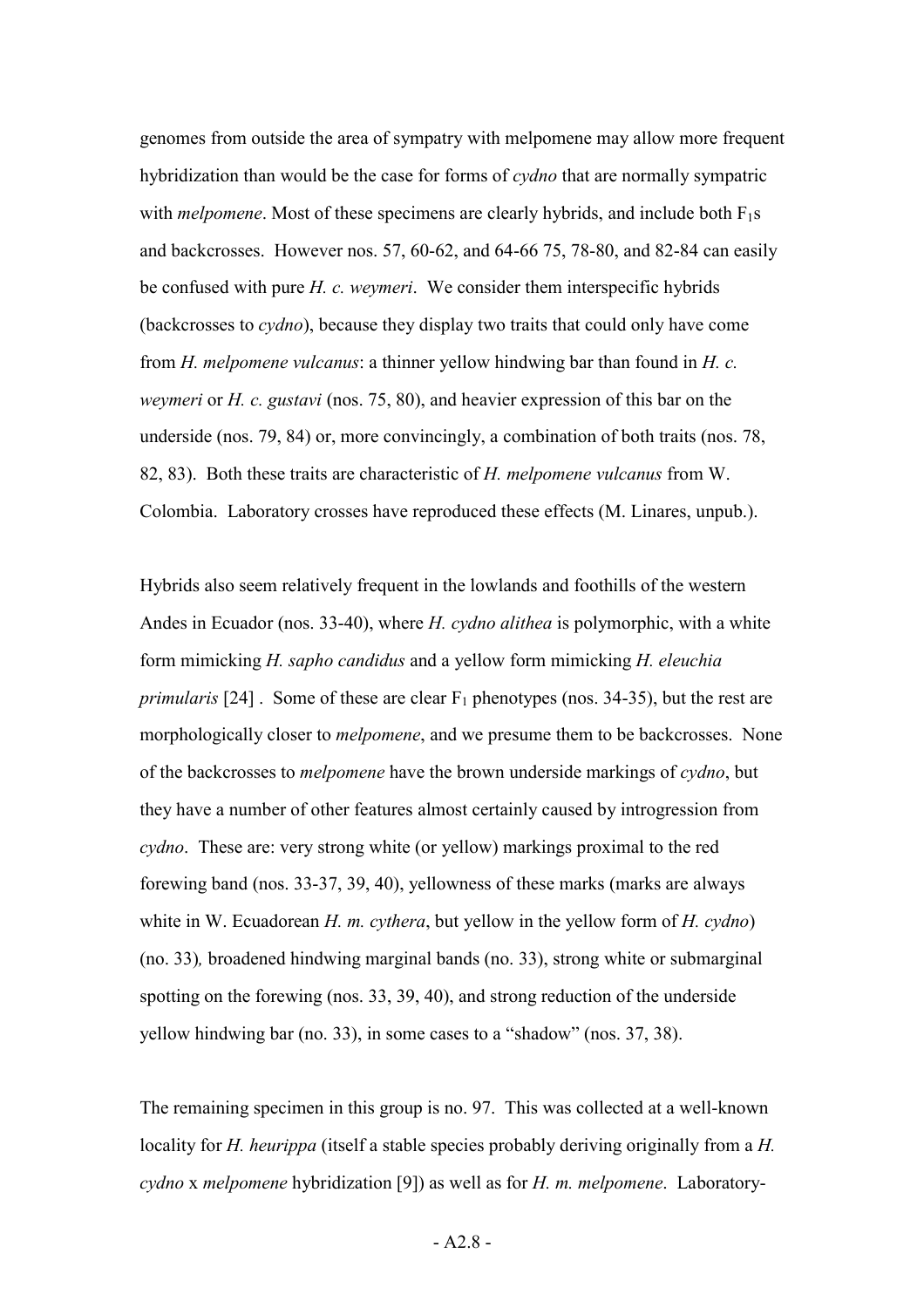genomes from outside the area of sympatry with melpomene may allow more frequent hybridization than would be the case for forms of *cydno* that are normally sympatric with *melpomene*. Most of these specimens are clearly hybrids, and include both $F_1$s and backcrosses. However nos. 57, 60-62, and 64-66 75, 78-80, and 82-84 can easily be confused with pure *H. c. weymeri*. We consider them interspecific hybrids (backcrosses to *cydno*), because they display two traits that could only have come from *H. melpomene vulcanus*: a thinner yellow hindwing bar than found in *H. c. weymeri* or *H. c. gustavi* (nos. 75, 80), and heavier expression of this bar on the underside (nos. 79, 84) or, more convincingly, a combination of both traits (nos. 78, 82, 83). Both these traits are characteristic of *H. melpomene vulcanus* from W. Colombia. Laboratory crosses have reproduced these effects (M. Linares, unpub.).

Hybrids also seem relatively frequent in the lowlands and foothills of the western Andes in Ecuador (nos. 33-40), where *H. cydno alithea* is polymorphic, with a white form mimicking *H. sapho candidus* and a yellow form mimicking *H. eleuchia primularis* [24] . Some of these are clear $F_1$ phenotypes (nos. 34-35), but the rest are morphologically closer to *melpomene*, and we presume them to be backcrosses. None of the backcrosses to *melpomene* have the brown underside markings of *cydno*, but they have a number of other features almost certainly caused by introgression from *cydno*. These are: very strong white (or yellow) markings proximal to the red forewing band (nos. 33-37, 39, 40), yellowness of these marks (marks are always white in W. Ecuadorean *H. m. cythera*, but yellow in the yellow form of *H. cydno*) (no. 33)*,* broadened hindwing marginal bands (no. 33), strong white or submarginal spotting on the forewing (nos. 33, 39, 40), and strong reduction of the underside yellow hindwing bar (no. 33), in some cases to a "shadow" (nos. 37, 38).

The remaining specimen in this group is no. 97. This was collected at a well-known locality for *H. heurippa* (itself a stable species probably deriving originally from a *H. cydno* x *melpomene* hybridization [9]) as well as for *H. m. melpomene*. Laboratory-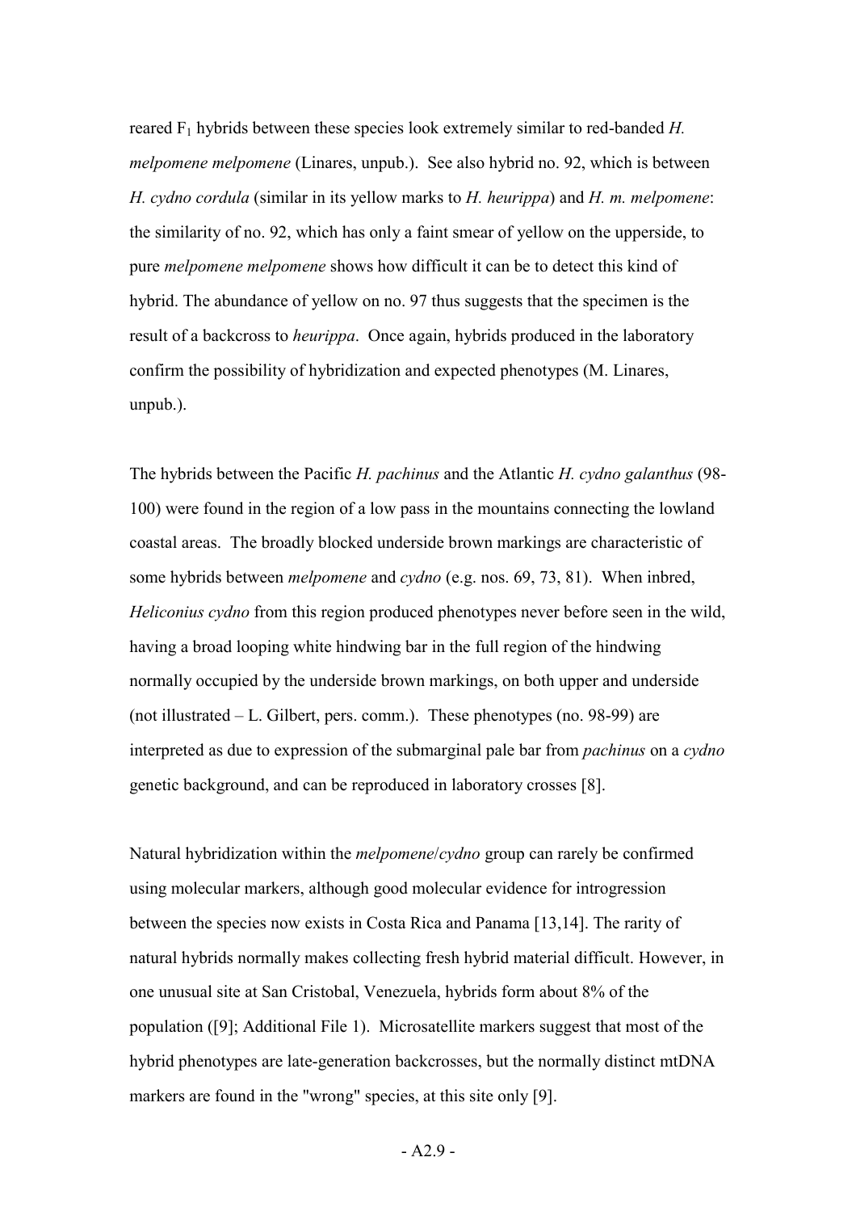reared $F_1$ hybrids between these species look extremely similar to red-banded *H. melpomene melpomene* (Linares, unpub.). See also hybrid no. 92, which is between *H. cydno cordula* (similar in its yellow marks to *H. heurippa*) and *H. m. melpomene*: the similarity of no. 92, which has only a faint smear of yellow on the upperside, to pure *melpomene melpomene* shows how difficult it can be to detect this kind of hybrid. The abundance of yellow on no. 97 thus suggests that the specimen is the result of a backcross to *heurippa*. Once again, hybrids produced in the laboratory confirm the possibility of hybridization and expected phenotypes (M. Linares, unpub.).

The hybrids between the Pacific *H. pachinus* and the Atlantic *H. cydno galanthus* (98-100) were found in the region of a low pass in the mountains connecting the lowland coastal areas. The broadly blocked underside brown markings are characteristic of some hybrids between *melpomene* and *cydno* (e.g. nos. 69, 73, 81). When inbred, *Heliconius cydno* from this region produced phenotypes never before seen in the wild, having a broad looping white hindwing bar in the full region of the hindwing normally occupied by the underside brown markings, on both upper and underside (not illustrated – L. Gilbert, pers. comm.). These phenotypes (no. 98-99) are interpreted as due to expression of the submarginal pale bar from *pachinus* on a *cydno* genetic background, and can be reproduced in laboratory crosses [8].

Natural hybridization within the *melpomene*/*cydno* group can rarely be confirmed using molecular markers, although good molecular evidence for introgression between the species now exists in Costa Rica and Panama [13,14]. The rarity of natural hybrids normally makes collecting fresh hybrid material difficult. However, in one unusual site at San Cristobal, Venezuela, hybrids form about 8% of the population ([9]; Additional File 1). Microsatellite markers suggest that most of the hybrid phenotypes are late-generation backcrosses, but the normally distinct mtDNA markers are found in the "wrong" species, at this site only [9].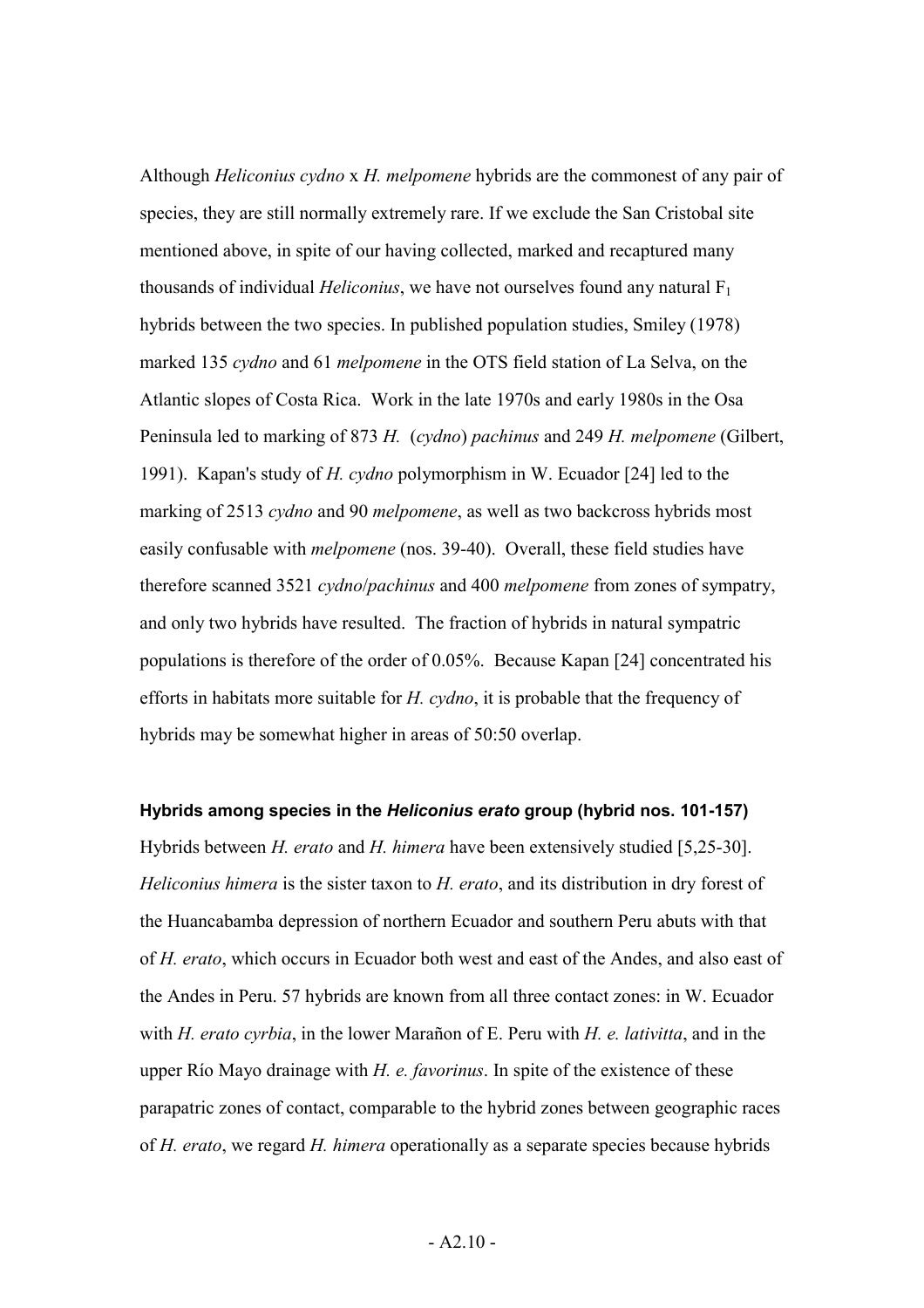Although *Heliconius cydno* x *H. melpomene* hybrids are the commonest of any pair of species, they are still normally extremely rare. If we exclude the San Cristobal site mentioned above, in spite of our having collected, marked and recaptured many thousands of individual *Heliconius*, we have not ourselves found any natural $F_1$ hybrids between the two species. In published population studies, Smiley (1978) marked 135 *cydno* and 61 *melpomene* in the OTS field station of La Selva, on the Atlantic slopes of Costa Rica. Work in the late 1970s and early 1980s in the Osa Peninsula led to marking of 873 *H.* (*cydno*) *pachinus* and 249 *H. melpomene* (Gilbert, 1991). Kapan's study of *H. cydno* polymorphism in W. Ecuador [24] led to the marking of 2513 *cydno* and 90 *melpomene*, as well as two backcross hybrids most easily confusable with *melpomene* (nos. 39-40). Overall, these field studies have therefore scanned 3521 *cydno*/*pachinus* and 400 *melpomene* from zones of sympatry, and only two hybrids have resulted. The fraction of hybrids in natural sympatric populations is therefore of the order of 0.05%. Because Kapan [24] concentrated his efforts in habitats more suitable for *H. cydno*, it is probable that the frequency of hybrids may be somewhat higher in areas of 50:50 overlap.

**Hybrids among species in the *Heliconius erato* group (hybrid nos. 101-157)**

Hybrids between *H. erato* and *H. himera* have been extensively studied [5,25-30]. *Heliconius himera* is the sister taxon to *H. erato*, and its distribution in dry forest of the Huancabamba depression of northern Ecuador and southern Peru abuts with that of *H. erato*, which occurs in Ecuador both west and east of the Andes, and also east of the Andes in Peru. 57 hybrids are known from all three contact zones: in W. Ecuador with *H. erato cyrbia*, in the lower Marañon of E. Peru with *H. e. lativitta*, and in the upper Río Mayo drainage with *H. e. favorinus*. In spite of the existence of these parapatric zones of contact, comparable to the hybrid zones between geographic races of *H. erato*, we regard *H. himera* operationally as a separate species because hybrids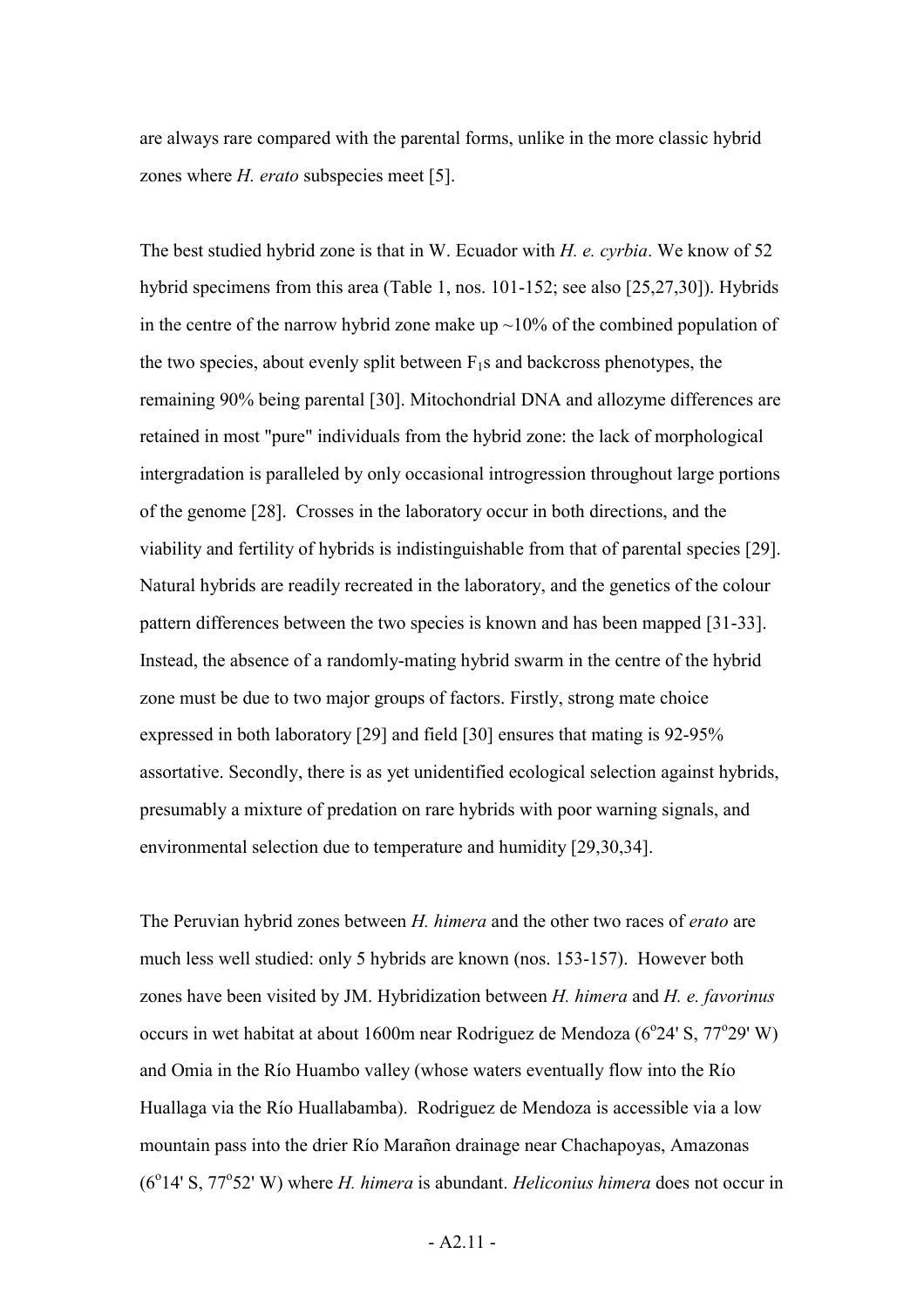are always rare compared with the parental forms, unlike in the more classic hybrid zones where *H. erato* subspecies meet [5].

The best studied hybrid zone is that in W. Ecuador with *H. e. cyrbia*. We know of 52 hybrid specimens from this area (Table 1, nos. 101-152; see also [25,27,30]). Hybrids in the centre of the narrow hybrid zone make up ~10% of the combined population of the two species, about evenly split between $F_1$s and backcross phenotypes, the remaining 90% being parental [30]. Mitochondrial DNA and allozyme differences are retained in most "pure" individuals from the hybrid zone: the lack of morphological intergradation is paralleled by only occasional introgression throughout large portions of the genome [28]. Crosses in the laboratory occur in both directions, and the viability and fertility of hybrids is indistinguishable from that of parental species [29]. Natural hybrids are readily recreated in the laboratory, and the genetics of the colour pattern differences between the two species is known and has been mapped [31-33]. Instead, the absence of a randomly-mating hybrid swarm in the centre of the hybrid zone must be due to two major groups of factors. Firstly, strong mate choice expressed in both laboratory [29] and field [30] ensures that mating is 92-95% assortative. Secondly, there is as yet unidentified ecological selection against hybrids, presumably a mixture of predation on rare hybrids with poor warning signals, and environmental selection due to temperature and humidity [29,30,34].

The Peruvian hybrid zones between *H. himera* and the other two races of *erato* are much less well studied: only 5 hybrids are known (nos. 153-157). However both zones have been visited by JM. Hybridization between *H. himera* and *H. e. favorinus* occurs in wet habitat at about 1600m near Rodriguez de Mendoza (6°24' S, 77°29' W) and Omia in the Río Huambo valley (whose waters eventually flow into the Río Huallaga via the Río Huallabamba). Rodriguez de Mendoza is accessible via a low mountain pass into the drier Río Marañon drainage near Chachapoyas, Amazonas (6°14' S, 77°52' W) where *H. himera* is abundant. *Heliconius himera* does not occur in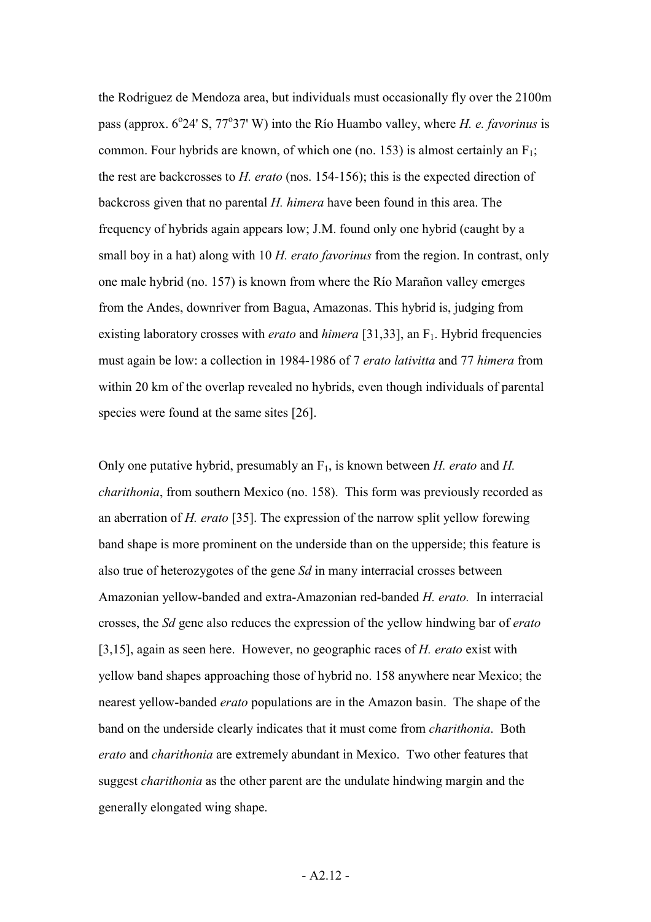the Rodriguez de Mendoza area, but individuals must occasionally fly over the 2100m pass (approx. 6°24' S, 77°37' W) into the Río Huambo valley, where *H. e. favorinus* is common. Four hybrids are known, of which one (no. 153) is almost certainly an $F_1$; the rest are backcrosses to *H. erato* (nos. 154-156); this is the expected direction of backcross given that no parental *H. himera* have been found in this area. The frequency of hybrids again appears low; J.M. found only one hybrid (caught by a small boy in a hat) along with 10 *H. erato favorinus* from the region. In contrast, only one male hybrid (no. 157) is known from where the Río Marañon valley emerges from the Andes, downriver from Bagua, Amazonas. This hybrid is, judging from existing laboratory crosses with *erato* and *himera* [31,33], an $F_1$. Hybrid frequencies must again be low: a collection in 1984-1986 of 7 *erato lativitta* and 77 *himera* from within 20 km of the overlap revealed no hybrids, even though individuals of parental species were found at the same sites [26].

Only one putative hybrid, presumably an $F_1$, is known between *H. erato* and *H. charithonia*, from southern Mexico (no. 158). This form was previously recorded as an aberration of *H. erato* [35]. The expression of the narrow split yellow forewing band shape is more prominent on the underside than on the upperside; this feature is also true of heterozygotes of the gene *Sd* in many interracial crosses between Amazonian yellow-banded and extra-Amazonian red-banded *H. erato.* In interracial crosses, the *Sd* gene also reduces the expression of the yellow hindwing bar of *erato* [3,15], again as seen here. However, no geographic races of *H. erato* exist with yellow band shapes approaching those of hybrid no. 158 anywhere near Mexico; the nearest yellow-banded *erato* populations are in the Amazon basin. The shape of the band on the underside clearly indicates that it must come from *charithonia*. Both *erato* and *charithonia* are extremely abundant in Mexico. Two other features that suggest *charithonia* as the other parent are the undulate hindwing margin and the generally elongated wing shape.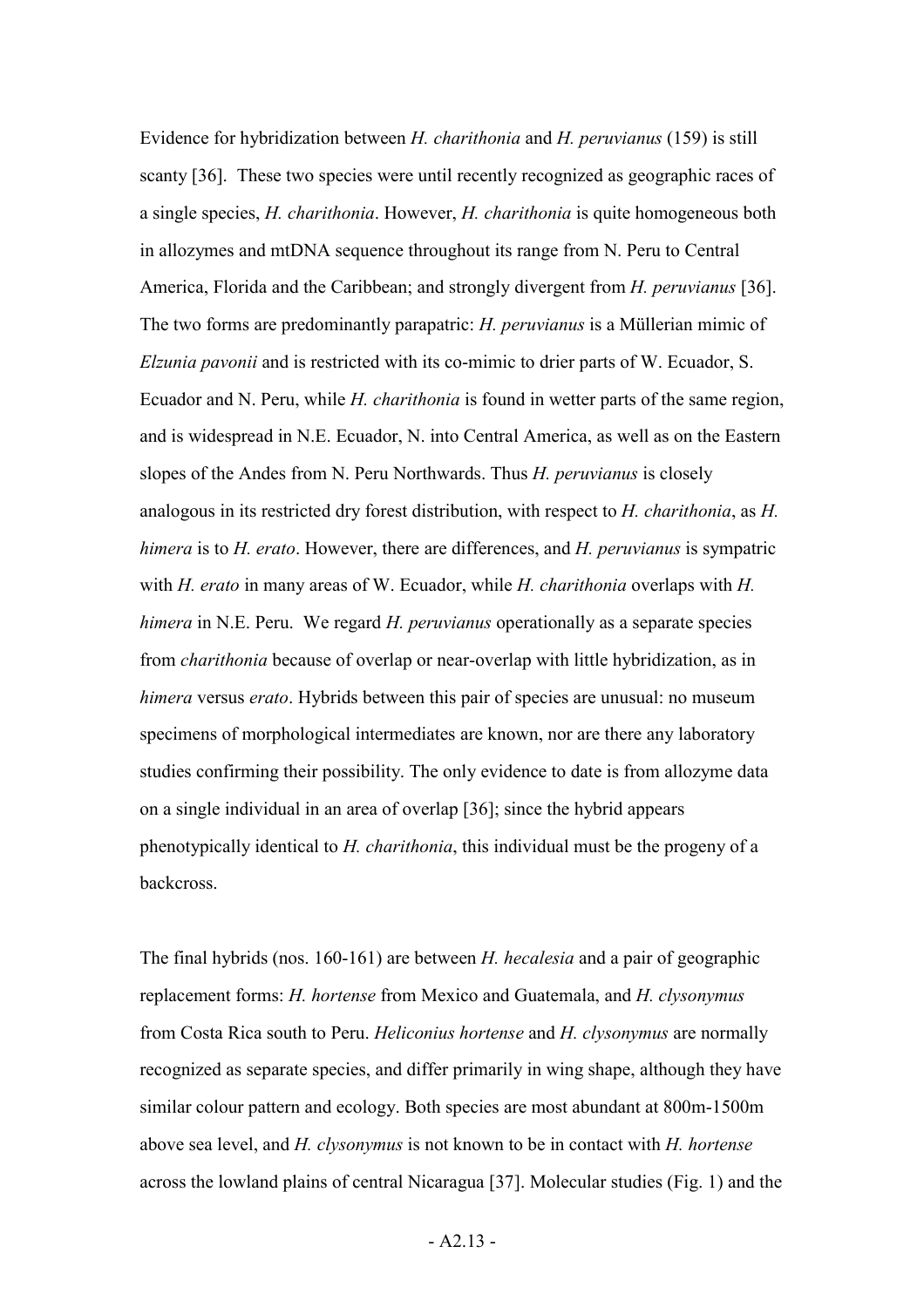Evidence for hybridization between *H. charithonia* and *H. peruvianus* (159) is still scanty [36]. These two species were until recently recognized as geographic races of a single species, *H. charithonia*. However, *H. charithonia* is quite homogeneous both in allozymes and mtDNA sequence throughout its range from N. Peru to Central America, Florida and the Caribbean; and strongly divergent from *H. peruvianus* [36]. The two forms are predominantly parapatric: *H. peruvianus* is a Müllerian mimic of *Elzunia pavonii* and is restricted with its co-mimic to drier parts of W. Ecuador, S. Ecuador and N. Peru, while *H. charithonia* is found in wetter parts of the same region, and is widespread in N.E. Ecuador, N. into Central America, as well as on the Eastern slopes of the Andes from N. Peru Northwards. Thus *H. peruvianus* is closely analogous in its restricted dry forest distribution, with respect to *H. charithonia*, as *H. himera* is to *H. erato*. However, there are differences, and *H. peruvianus* is sympatric with *H. erato* in many areas of W. Ecuador, while *H. charithonia* overlaps with *H. himera* in N.E. Peru. We regard *H. peruvianus* operationally as a separate species from *charithonia* because of overlap or near-overlap with little hybridization, as in *himera* versus *erato*. Hybrids between this pair of species are unusual: no museum specimens of morphological intermediates are known, nor are there any laboratory studies confirming their possibility. The only evidence to date is from allozyme data on a single individual in an area of overlap [36]; since the hybrid appears phenotypically identical to *H. charithonia*, this individual must be the progeny of a backcross.

The final hybrids (nos. 160-161) are between *H. hecalesia* and a pair of geographic replacement forms: *H. hortense* from Mexico and Guatemala, and *H. clysonymus* from Costa Rica south to Peru. *Heliconius hortense* and *H. clysonymus* are normally recognized as separate species, and differ primarily in wing shape, although they have similar colour pattern and ecology. Both species are most abundant at 800m-1500m above sea level, and *H. clysonymus* is not known to be in contact with *H. hortense* across the lowland plains of central Nicaragua [37]. Molecular studies (Fig. 1) and the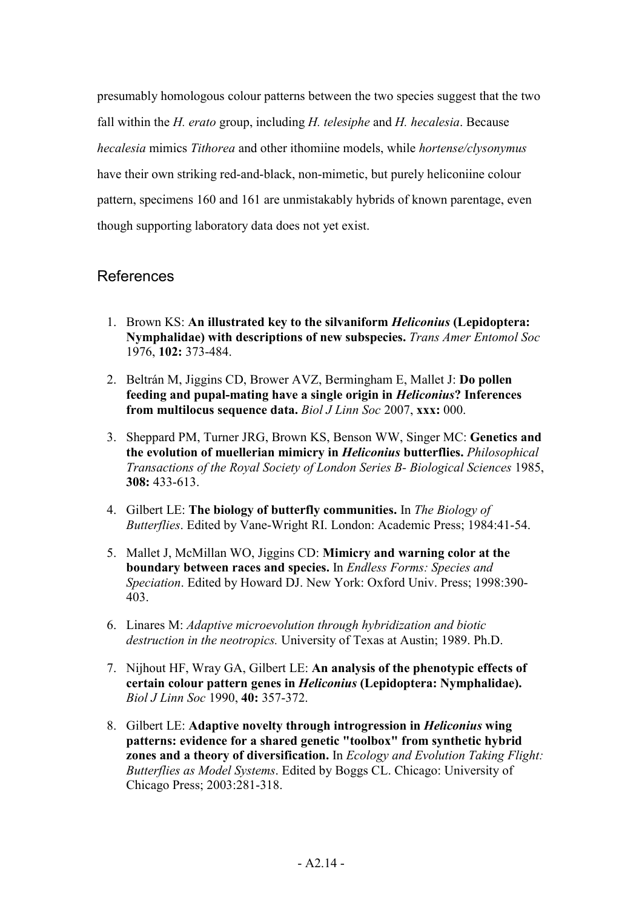presumably homologous colour patterns between the two species suggest that the two fall within the *H. erato* group, including *H. telesiphe* and *H. hecalesia*. Because *hecalesia* mimics *Tithorea* and other ithomiine models, while *hortense/clysonymus* have their own striking red-and-black, non-mimetic, but purely heliconiine colour pattern, specimens 160 and 161 are unmistakably hybrids of known parentage, even though supporting laboratory data does not yet exist.

## References

1. Brown KS: **An illustrated key to the silvaniform *Heliconius* (Lepidoptera: Nymphalidae) with descriptions of new subspecies.** *Trans Amer Entomol Soc* 1976, **102:** 373-484.

2. Beltrán M, Jiggins CD, Brower AVZ, Bermingham E, Mallet J: **Do pollen feeding and pupal-mating have a single origin in *Heliconius*? Inferences from multilocus sequence data.** *Biol J Linn Soc* 2007, **xxx:** 000.

3. Sheppard PM, Turner JRG, Brown KS, Benson WW, Singer MC: **Genetics and the evolution of muellerian mimicry in *Heliconius* butterflies.** *Philosophical Transactions of the Royal Society of London Series B- Biological Sciences* 1985, **308:** 433-613.

4. Gilbert LE: **The biology of butterfly communities.** In *The Biology of Butterflies*. Edited by Vane-Wright RI. London: Academic Press; 1984:41-54.

5. Mallet J, McMillan WO, Jiggins CD: **Mimicry and warning color at the boundary between races and species.** In *Endless Forms: Species and Speciation*. Edited by Howard DJ. New York: Oxford Univ. Press; 1998:390-403.

6. Linares M: *Adaptive microevolution through hybridization and biotic destruction in the neotropics.* University of Texas at Austin; 1989. Ph.D.

7. Nijhout HF, Wray GA, Gilbert LE: **An analysis of the phenotypic effects of certain colour pattern genes in *Heliconius* (Lepidoptera: Nymphalidae).** *Biol J Linn Soc* 1990, **40:** 357-372.

8. Gilbert LE: **Adaptive novelty through introgression in *Heliconius* wing patterns: evidence for a shared genetic "toolbox" from synthetic hybrid zones and a theory of diversification.** In *Ecology and Evolution Taking Flight: Butterflies as Model Systems*. Edited by Boggs CL. Chicago: University of Chicago Press; 2003:281-318.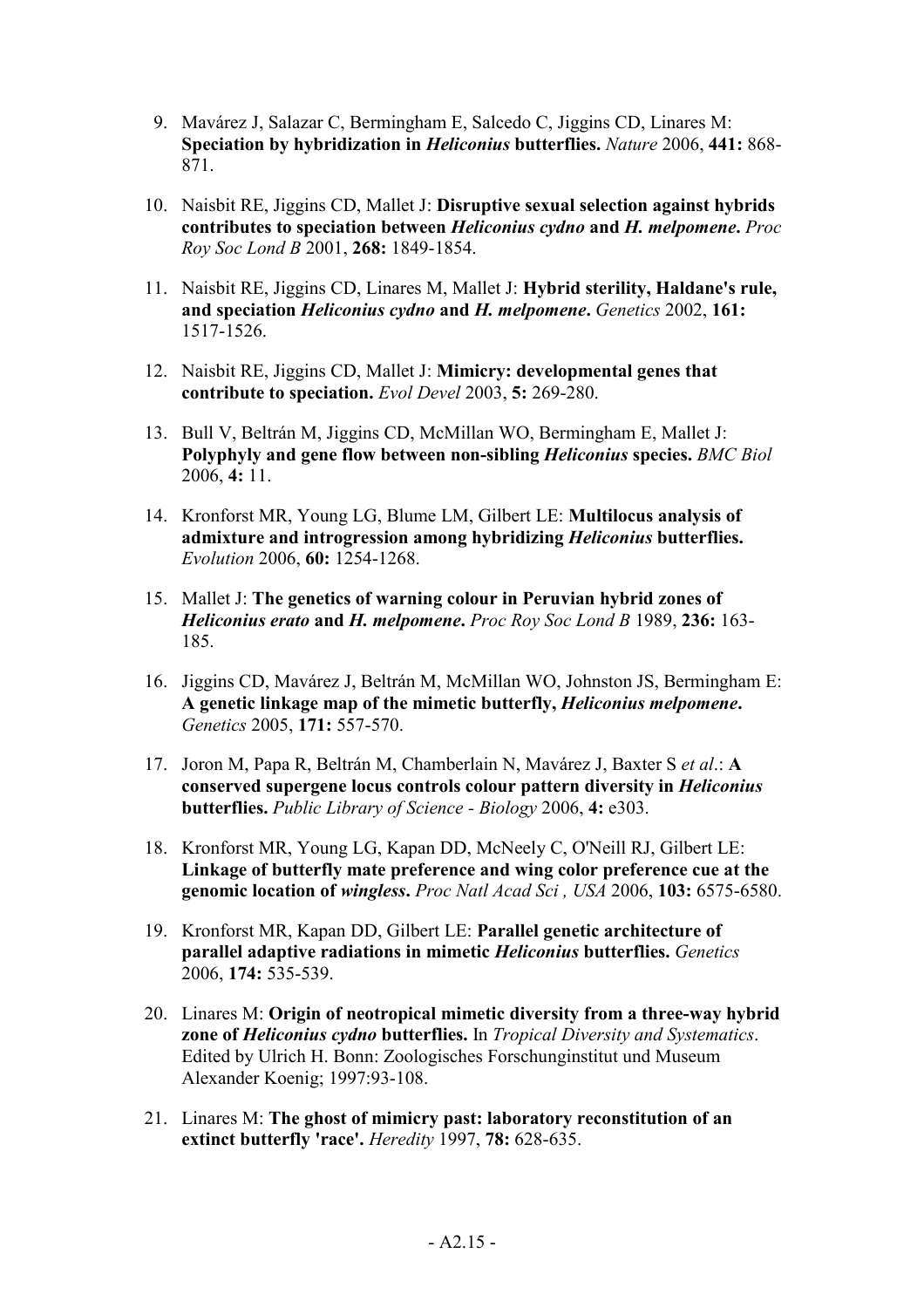9. Mavárez J, Salazar C, Bermingham E, Salcedo C, Jiggins CD, Linares M: **Speciation by hybridization in *Heliconius* butterflies.** *Nature* 2006, **441:** 868-871.

10. Naisbit RE, Jiggins CD, Mallet J: **Disruptive sexual selection against hybrids contributes to speciation between *Heliconius cydno* and *H. melpomene*.** *Proc Roy Soc Lond B* 2001, **268:** 1849-1854.

11. Naisbit RE, Jiggins CD, Linares M, Mallet J: **Hybrid sterility, Haldane's rule, and speciation *Heliconius cydno* and *H. melpomene*.** *Genetics* 2002, **161:** 1517-1526.

12. Naisbit RE, Jiggins CD, Mallet J: **Mimicry: developmental genes that contribute to speciation.** *Evol Devel* 2003, **5:** 269-280.

13. Bull V, Beltrán M, Jiggins CD, McMillan WO, Bermingham E, Mallet J: **Polyphyly and gene flow between non-sibling *Heliconius* species.** *BMC Biol* 2006, **4:** 11.

14. Kronforst MR, Young LG, Blume LM, Gilbert LE: **Multilocus analysis of admixture and introgression among hybridizing *Heliconius* butterflies.** *Evolution* 2006, **60:** 1254-1268.

15. Mallet J: **The genetics of warning colour in Peruvian hybrid zones of *Heliconius erato* and *H. melpomene*.** *Proc Roy Soc Lond B* 1989, **236:** 163-185.

16. Jiggins CD, Mavárez J, Beltrán M, McMillan WO, Johnston JS, Bermingham E: **A genetic linkage map of the mimetic butterfly, *Heliconius melpomene*.** *Genetics* 2005, **171:** 557-570.

17. Joron M, Papa R, Beltrán M, Chamberlain N, Mavárez J, Baxter S *et al*.: **A conserved supergene locus controls colour pattern diversity in *Heliconius* butterflies.** *Public Library of Science - Biology* 2006, **4:** e303.

18. Kronforst MR, Young LG, Kapan DD, McNeely C, O'Neill RJ, Gilbert LE: **Linkage of butterfly mate preference and wing color preference cue at the genomic location of *wingless*.** *Proc Natl Acad Sci , USA* 2006, **103:** 6575-6580.

19. Kronforst MR, Kapan DD, Gilbert LE: **Parallel genetic architecture of parallel adaptive radiations in mimetic *Heliconius* butterflies.** *Genetics* 2006, **174:** 535-539.

20. Linares M: **Origin of neotropical mimetic diversity from a three-way hybrid zone of *Heliconius cydno* butterflies.** In *Tropical Diversity and Systematics*. Edited by Ulrich H. Bonn: Zoologisches Forschunginstitut und Museum Alexander Koenig; 1997:93-108.

21. Linares M: **The ghost of mimicry past: laboratory reconstitution of an extinct butterfly 'race'.** *Heredity* 1997, **78:** 628-635.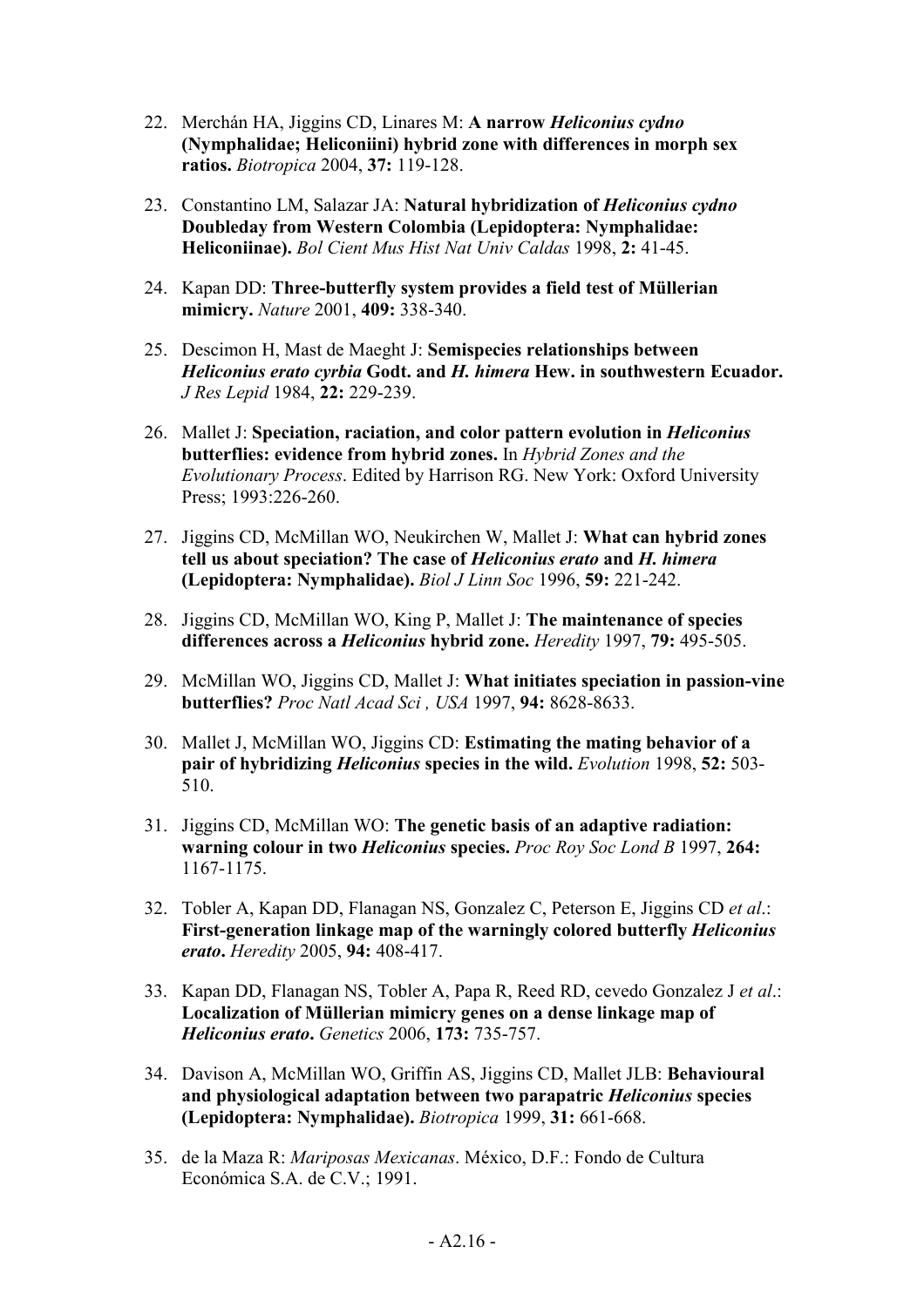22. Merchán HA, Jiggins CD, Linares M: **A narrow *Heliconius cydno* (Nymphalidae; Heliconiini) hybrid zone with differences in morph sex ratios.** *Biotropica* 2004, **37:** 119-128.

23. Constantino LM, Salazar JA: **Natural hybridization of *Heliconius cydno* Doubleday from Western Colombia (Lepidoptera: Nymphalidae: Heliconiinae).** *Bol Cient Mus Hist Nat Univ Caldas* 1998, **2:** 41-45.

24. Kapan DD: **Three-butterfly system provides a field test of Müllerian mimicry.** *Nature* 2001, **409:** 338-340.

25. Descimon H, Mast de Maeght J: **Semispecies relationships between *Heliconius erato cyrbia* Godt. and *H. himera* Hew. in southwestern Ecuador.** *J Res Lepid* 1984, **22:** 229-239.

26. Mallet J: **Speciation, raciation, and color pattern evolution in *Heliconius* butterflies: evidence from hybrid zones.** In *Hybrid Zones and the Evolutionary Process*. Edited by Harrison RG. New York: Oxford University Press; 1993:226-260.

27. Jiggins CD, McMillan WO, Neukirchen W, Mallet J: **What can hybrid zones tell us about speciation? The case of *Heliconius erato* and *H. himera* (Lepidoptera: Nymphalidae).** *Biol J Linn Soc* 1996, **59:** 221-242.

28. Jiggins CD, McMillan WO, King P, Mallet J: **The maintenance of species differences across a *Heliconius* hybrid zone.** *Heredity* 1997, **79:** 495-505.

29. McMillan WO, Jiggins CD, Mallet J: **What initiates speciation in passion-vine butterflies?** *Proc Natl Acad Sci , USA* 1997, **94:** 8628-8633.

30. Mallet J, McMillan WO, Jiggins CD: **Estimating the mating behavior of a pair of hybridizing *Heliconius* species in the wild.** *Evolution* 1998, **52:** 503-510.

31. Jiggins CD, McMillan WO: **The genetic basis of an adaptive radiation: warning colour in two *Heliconius* species.** *Proc Roy Soc Lond B* 1997, **264:** 1167-1175.

32. Tobler A, Kapan DD, Flanagan NS, Gonzalez C, Peterson E, Jiggins CD *et al*.: **First-generation linkage map of the warningly colored butterfly *Heliconius erato*.** *Heredity* 2005, **94:** 408-417.

33. Kapan DD, Flanagan NS, Tobler A, Papa R, Reed RD, cevedo Gonzalez J *et al*.: **Localization of Müllerian mimicry genes on a dense linkage map of *Heliconius erato*.** *Genetics* 2006, **173:** 735-757.

34. Davison A, McMillan WO, Griffin AS, Jiggins CD, Mallet JLB: **Behavioural and physiological adaptation between two parapatric *Heliconius* species (Lepidoptera: Nymphalidae).** *Biotropica* 1999, **31:** 661-668.

35. de la Maza R: *Mariposas Mexicanas*. México, D.F.: Fondo de Cultura Económica S.A. de C.V.; 1991.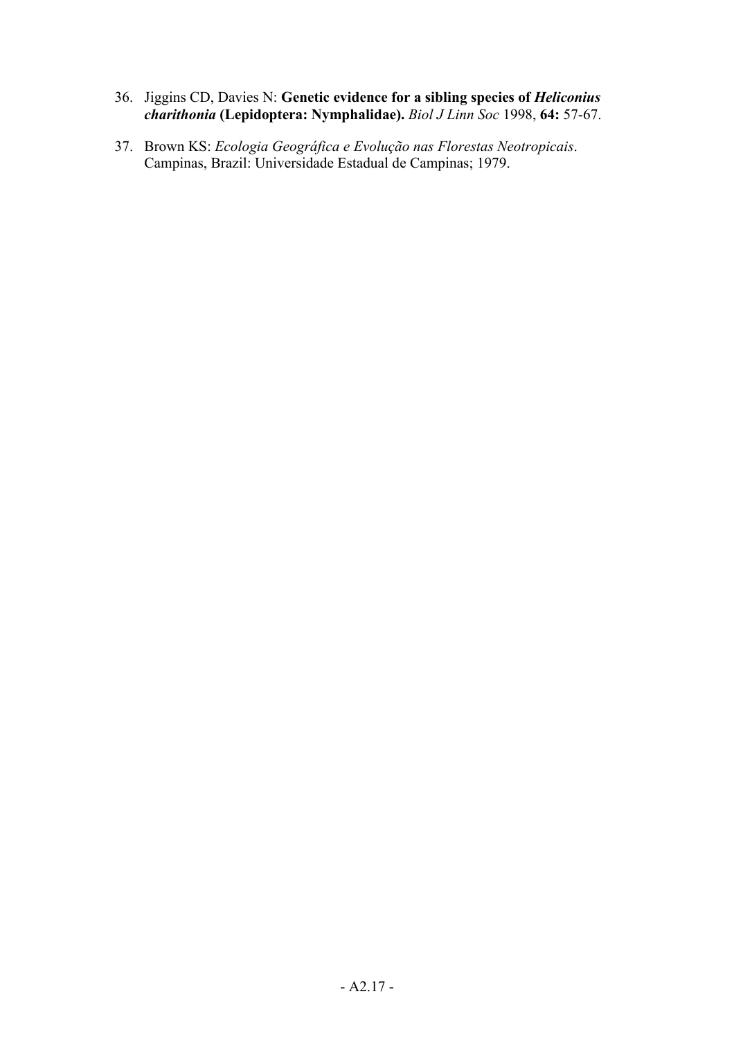36. Jiggins CD, Davies N: **Genetic evidence for a sibling species of *Heliconius charithonia* (Lepidoptera: Nymphalidae).** *Biol J Linn Soc* 1998, **64:** 57-67.

37. Brown KS: *Ecologia Geográfica e Evolução nas Florestas Neotropicais*. Campinas, Brazil: Universidade Estadual de Campinas; 1979.